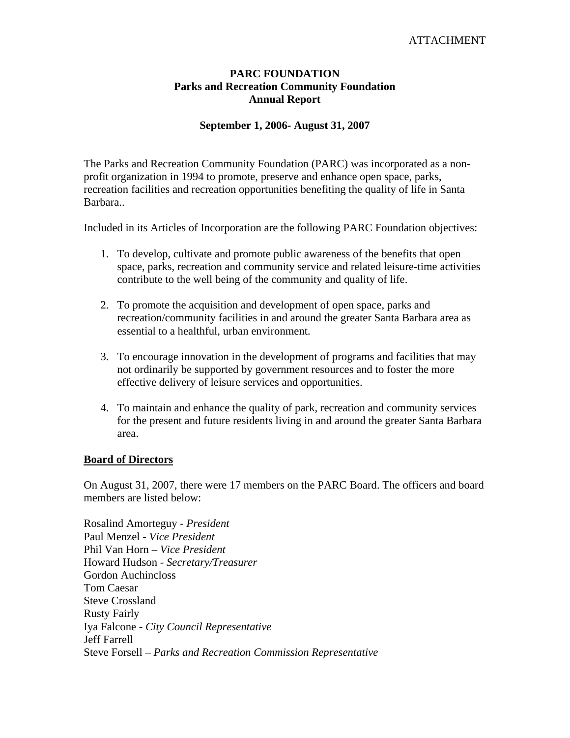ATTACHMENT

# PARC FOUNDATION
## Parks and Recreation Community Foundation
## Annual Report

### September 1, 2006- August 31, 2007

The Parks and Recreation Community Foundation (PARC) was incorporated as a non-profit organization in 1994 to promote, preserve and enhance open space, parks, recreation facilities and recreation opportunities benefiting the quality of life in Santa Barbara..

Included in its Articles of Incorporation are the following PARC Foundation objectives:

1. To develop, cultivate and promote public awareness of the benefits that open space, parks, recreation and community service and related leisure-time activities contribute to the well being of the community and quality of life.

2. To promote the acquisition and development of open space, parks and recreation/community facilities in and around the greater Santa Barbara area as essential to a healthful, urban environment.

3. To encourage innovation in the development of programs and facilities that may not ordinarily be supported by government resources and to foster the more effective delivery of leisure services and opportunities.

4. To maintain and enhance the quality of park, recreation and community services for the present and future residents living in and around the greater Santa Barbara area.

**Board of Directors**

On August 31, 2007, there were 17 members on the PARC Board. The officers and board members are listed below:

Rosalind Amorteguy - *President*
Paul Menzel - *Vice President*
Phil Van Horn – *Vice President*
Howard Hudson - *Secretary/Treasurer*
Gordon Auchincloss
Tom Caesar
Steve Crossland
Rusty Fairly
Iya Falcone - *City Council Representative*
Jeff Farrell
Steve Forsell – *Parks and Recreation Commission Representative*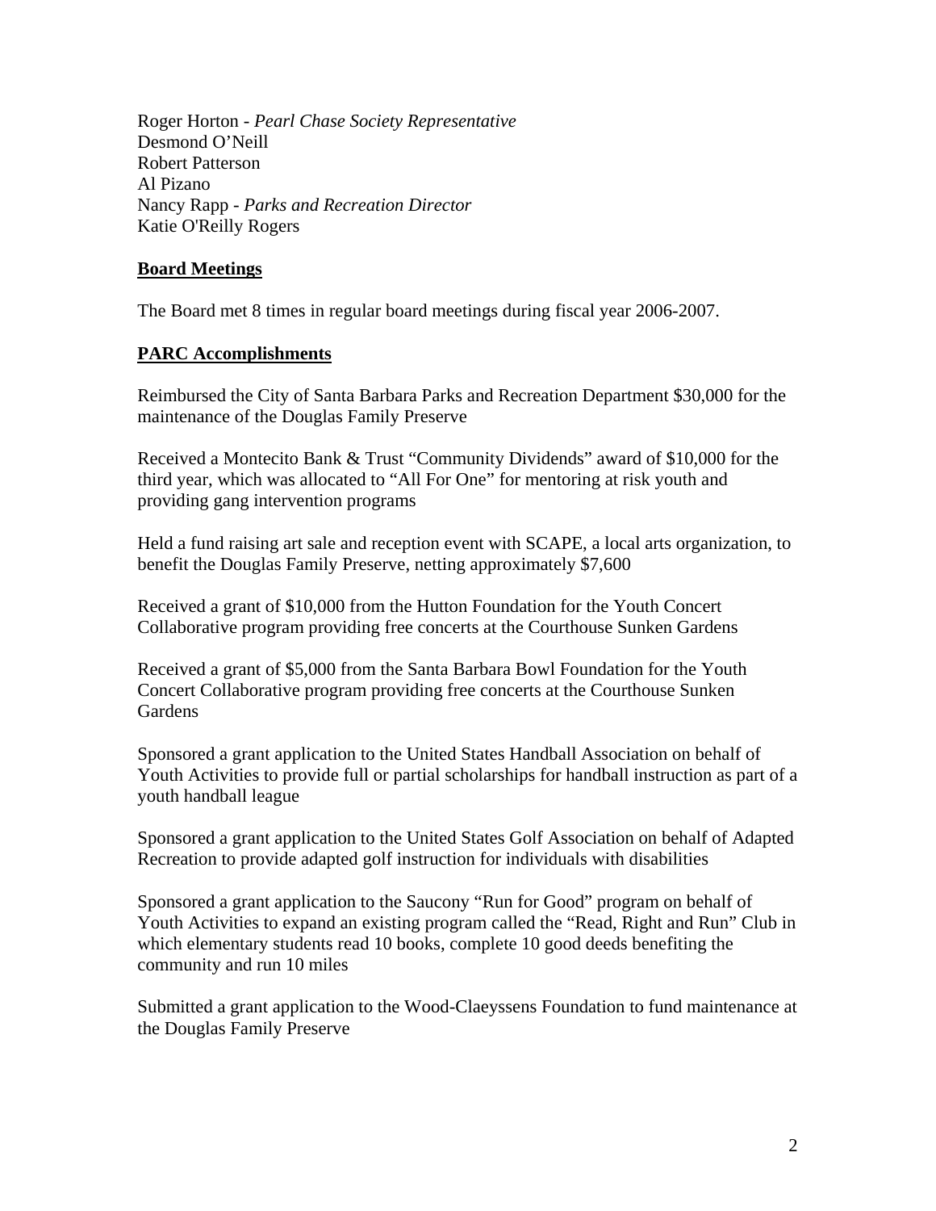Roger Horton - *Pearl Chase Society Representative*
Desmond O'Neill
Robert Patterson
Al Pizano
Nancy Rapp - *Parks and Recreation Director*
Katie O'Reilly Rogers

## Board Meetings

The Board met 8 times in regular board meetings during fiscal year 2006-2007.

## PARC Accomplishments

Reimbursed the City of Santa Barbara Parks and Recreation Department $30,000 for the maintenance of the Douglas Family Preserve

Received a Montecito Bank & Trust "Community Dividends" award of $10,000 for the third year, which was allocated to "All For One" for mentoring at risk youth and providing gang intervention programs

Held a fund raising art sale and reception event with SCAPE, a local arts organization, to benefit the Douglas Family Preserve, netting approximately $7,600

Received a grant of $10,000 from the Hutton Foundation for the Youth Concert Collaborative program providing free concerts at the Courthouse Sunken Gardens

Received a grant of $5,000 from the Santa Barbara Bowl Foundation for the Youth Concert Collaborative program providing free concerts at the Courthouse Sunken Gardens

Sponsored a grant application to the United States Handball Association on behalf of Youth Activities to provide full or partial scholarships for handball instruction as part of a youth handball league

Sponsored a grant application to the United States Golf Association on behalf of Adapted Recreation to provide adapted golf instruction for individuals with disabilities

Sponsored a grant application to the Saucony "Run for Good" program on behalf of Youth Activities to expand an existing program called the "Read, Right and Run" Club in which elementary students read 10 books, complete 10 good deeds benefiting the community and run 10 miles

Submitted a grant application to the Wood-Claeyssens Foundation to fund maintenance at the Douglas Family Preserve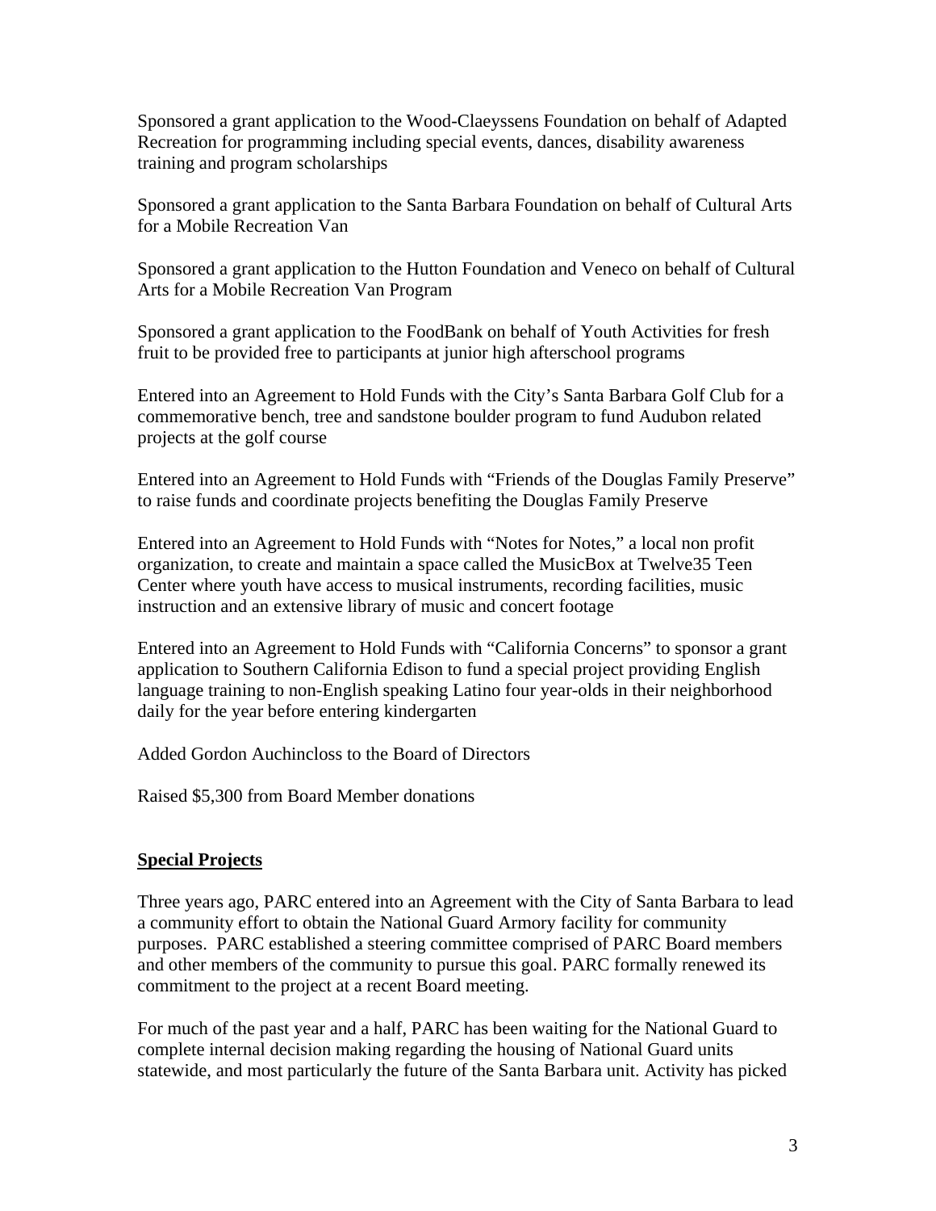Sponsored a grant application to the Wood-Claeyssens Foundation on behalf of Adapted Recreation for programming including special events, dances, disability awareness training and program scholarships

Sponsored a grant application to the Santa Barbara Foundation on behalf of Cultural Arts for a Mobile Recreation Van

Sponsored a grant application to the Hutton Foundation and Veneco on behalf of Cultural Arts for a Mobile Recreation Van Program

Sponsored a grant application to the FoodBank on behalf of Youth Activities for fresh fruit to be provided free to participants at junior high afterschool programs

Entered into an Agreement to Hold Funds with the City's Santa Barbara Golf Club for a commemorative bench, tree and sandstone boulder program to fund Audubon related projects at the golf course

Entered into an Agreement to Hold Funds with "Friends of the Douglas Family Preserve" to raise funds and coordinate projects benefiting the Douglas Family Preserve

Entered into an Agreement to Hold Funds with "Notes for Notes," a local non profit organization, to create and maintain a space called the MusicBox at Twelve35 Teen Center where youth have access to musical instruments, recording facilities, music instruction and an extensive library of music and concert footage

Entered into an Agreement to Hold Funds with "California Concerns" to sponsor a grant application to Southern California Edison to fund a special project providing English language training to non-English speaking Latino four year-olds in their neighborhood daily for the year before entering kindergarten

Added Gordon Auchincloss to the Board of Directors

Raised $5,300 from Board Member donations

**Special Projects**

Three years ago, PARC entered into an Agreement with the City of Santa Barbara to lead a community effort to obtain the National Guard Armory facility for community purposes. PARC established a steering committee comprised of PARC Board members and other members of the community to pursue this goal. PARC formally renewed its commitment to the project at a recent Board meeting.

For much of the past year and a half, PARC has been waiting for the National Guard to complete internal decision making regarding the housing of National Guard units statewide, and most particularly the future of the Santa Barbara unit. Activity has picked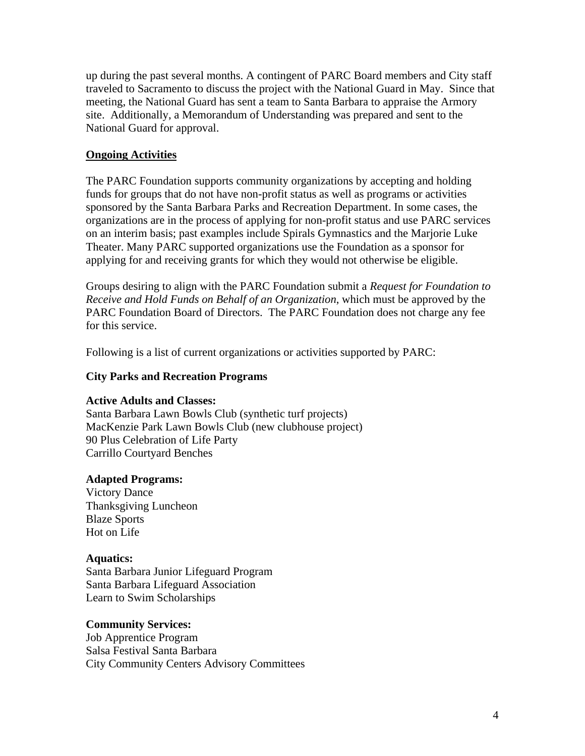up during the past several months. A contingent of PARC Board members and City staff traveled to Sacramento to discuss the project with the National Guard in May. Since that meeting, the National Guard has sent a team to Santa Barbara to appraise the Armory site. Additionally, a Memorandum of Understanding was prepared and sent to the National Guard for approval.

## Ongoing Activities

The PARC Foundation supports community organizations by accepting and holding funds for groups that do not have non-profit status as well as programs or activities sponsored by the Santa Barbara Parks and Recreation Department. In some cases, the organizations are in the process of applying for non-profit status and use PARC services on an interim basis; past examples include Spirals Gymnastics and the Marjorie Luke Theater. Many PARC supported organizations use the Foundation as a sponsor for applying for and receiving grants for which they would not otherwise be eligible.

Groups desiring to align with the PARC Foundation submit a *Request for Foundation to Receive and Hold Funds on Behalf of an Organization*, which must be approved by the PARC Foundation Board of Directors. The PARC Foundation does not charge any fee for this service.

Following is a list of current organizations or activities supported by PARC:

### City Parks and Recreation Programs

**Active Adults and Classes:**
Santa Barbara Lawn Bowls Club (synthetic turf projects)
MacKenzie Park Lawn Bowls Club (new clubhouse project)
90 Plus Celebration of Life Party
Carrillo Courtyard Benches

**Adapted Programs:**
Victory Dance
Thanksgiving Luncheon
Blaze Sports
Hot on Life

**Aquatics:**
Santa Barbara Junior Lifeguard Program
Santa Barbara Lifeguard Association
Learn to Swim Scholarships

**Community Services:**
Job Apprentice Program
Salsa Festival Santa Barbara
City Community Centers Advisory Committees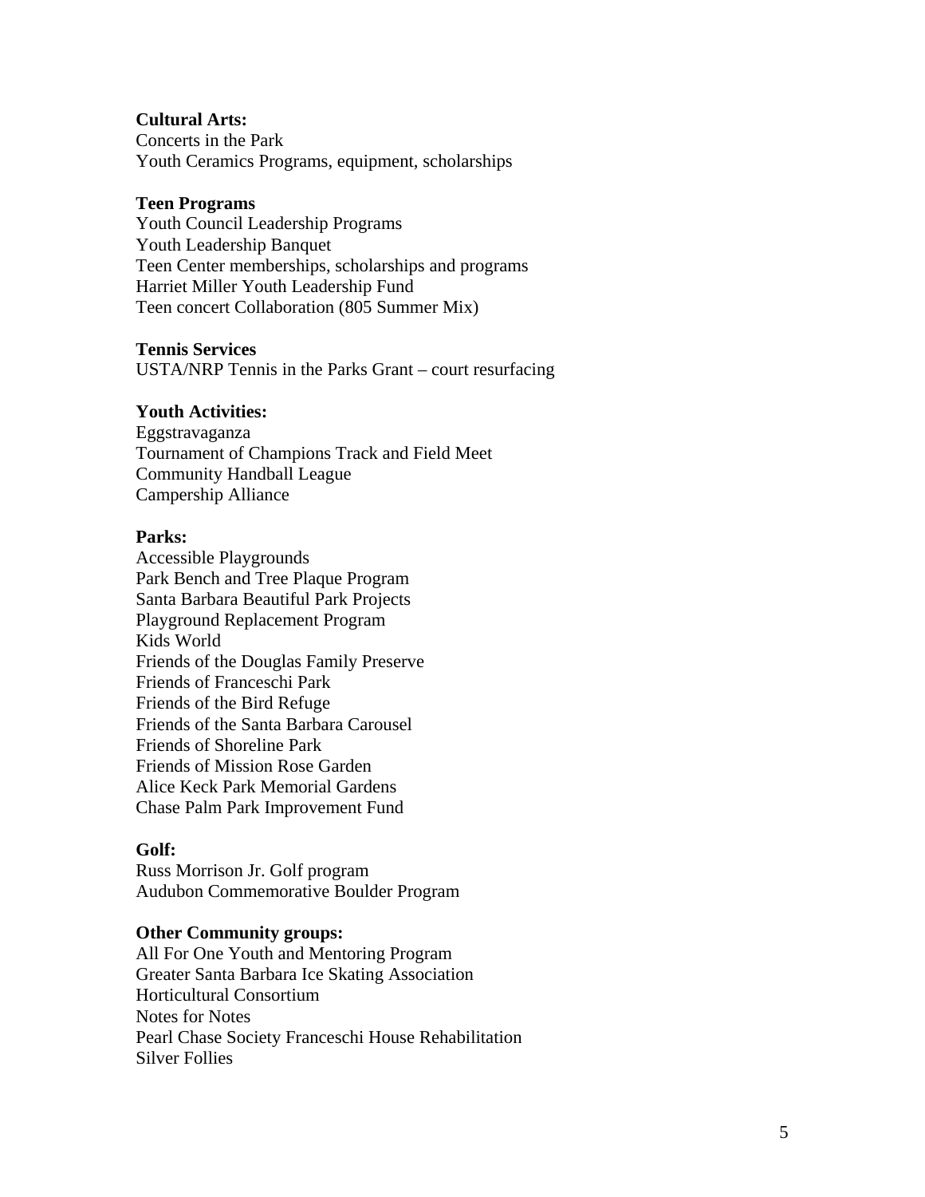**Cultural Arts:**
Concerts in the Park
Youth Ceramics Programs, equipment, scholarships

**Teen Programs**
Youth Council Leadership Programs
Youth Leadership Banquet
Teen Center memberships, scholarships and programs
Harriet Miller Youth Leadership Fund
Teen concert Collaboration (805 Summer Mix)

**Tennis Services**
USTA/NRP Tennis in the Parks Grant – court resurfacing

**Youth Activities:**
Eggstravaganza
Tournament of Champions Track and Field Meet
Community Handball League
Campership Alliance

**Parks:**
Accessible Playgrounds
Park Bench and Tree Plaque Program
Santa Barbara Beautiful Park Projects
Playground Replacement Program
Kids World
Friends of the Douglas Family Preserve
Friends of Franceschi Park
Friends of the Bird Refuge
Friends of the Santa Barbara Carousel
Friends of Shoreline Park
Friends of Mission Rose Garden
Alice Keck Park Memorial Gardens
Chase Palm Park Improvement Fund

**Golf:**
Russ Morrison Jr. Golf program
Audubon Commemorative Boulder Program

**Other Community groups:**
All For One Youth and Mentoring Program
Greater Santa Barbara Ice Skating Association
Horticultural Consortium
Notes for Notes
Pearl Chase Society Franceschi House Rehabilitation
Silver Follies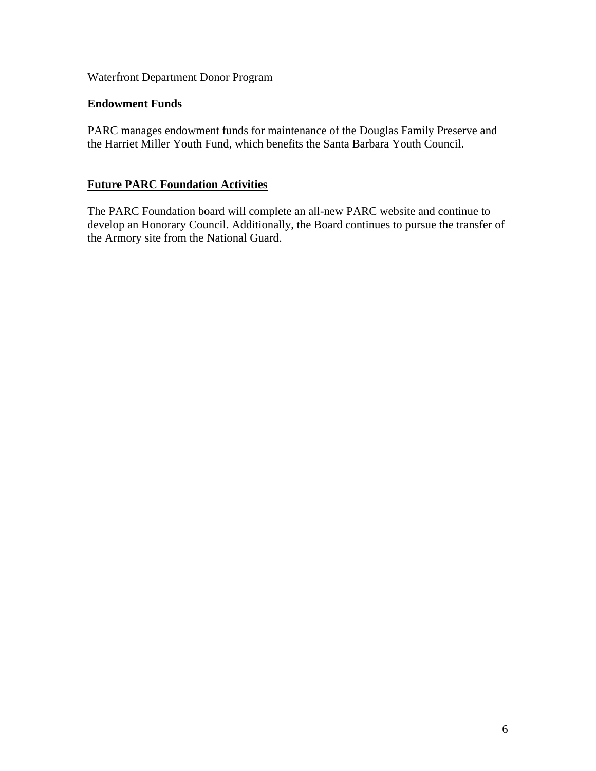Waterfront Department Donor Program

**Endowment Funds**

PARC manages endowment funds for maintenance of the Douglas Family Preserve and the Harriet Miller Youth Fund, which benefits the Santa Barbara Youth Council.

## Future PARC Foundation Activities

The PARC Foundation board will complete an all-new PARC website and continue to develop an Honorary Council. Additionally, the Board continues to pursue the transfer of the Armory site from the National Guard.